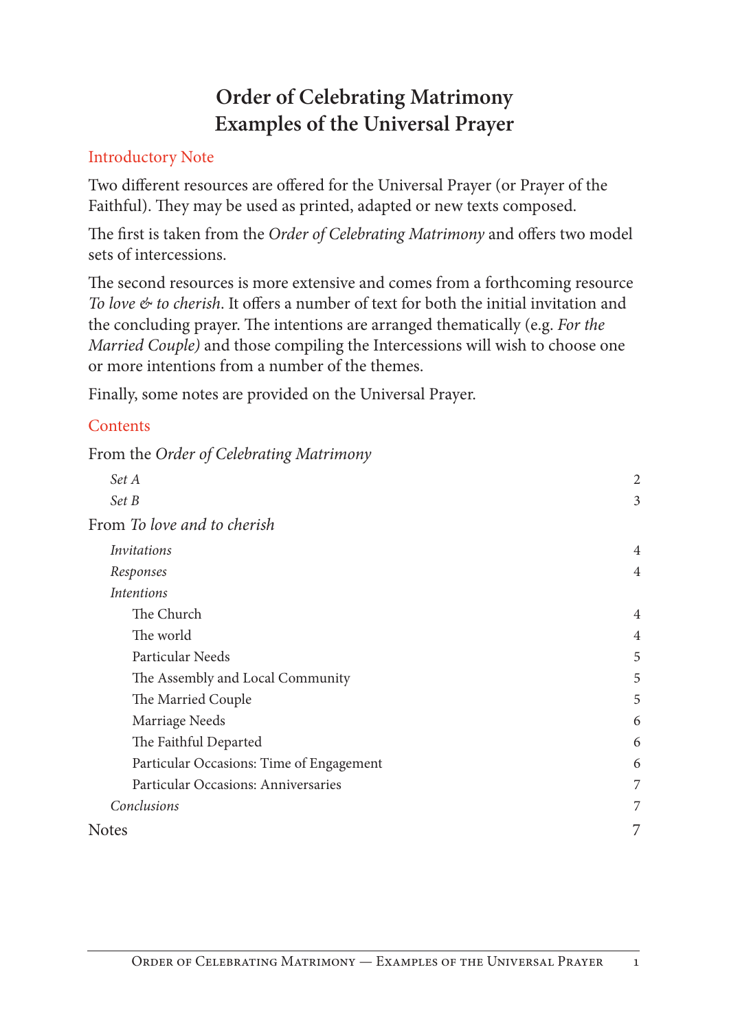# Order of Celebrating Matrimony
# Examples of the Universal Prayer

## Introductory Note

Two different resources are offered for the Universal Prayer (or Prayer of the Faithful). They may be used as printed, adapted or new texts composed.

The first is taken from the *Order of Celebrating Matrimony* and offers two model sets of intercessions.

The second resources is more extensive and comes from a forthcoming resource *To love & to cherish*. It offers a number of text for both the initial invitation and the concluding prayer. The intentions are arranged thematically (e.g. *For the Married Couple)* and those compiling the Intercessions will wish to choose one or more intentions from a number of the themes.

Finally, some notes are provided on the Universal Prayer.

## Contents

| | |
|---|---|
| From the *Order of Celebrating Matrimony* | |
| *Set A* | 2 |
| *Set B* | 3 |
| From *To love and to cherish* | |
| *Invitations* | 4 |
| *Responses* | 4 |
| *Intentions* | |
| The Church | 4 |
| The world | 4 |
| Particular Needs | 5 |
| The Assembly and Local Community | 5 |
| The Married Couple | 5 |
| Marriage Needs | 6 |
| The Faithful Departed | 6 |
| Particular Occasions: Time of Engagement | 6 |
| Particular Occasions: Anniversaries | 7 |
| *Conclusions* | 7 |
| Notes | 7 |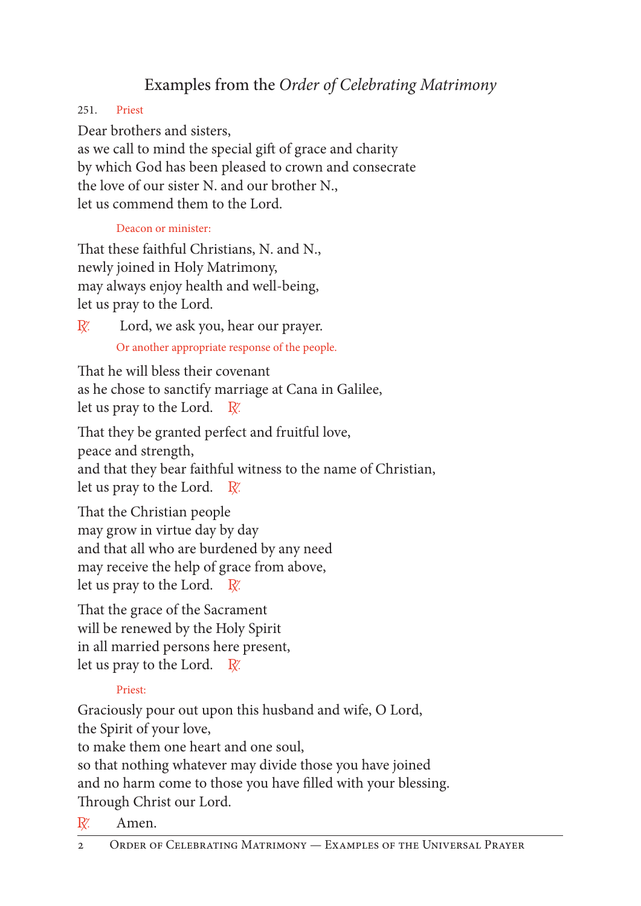## Examples from the *Order of Celebrating Matrimony*

251. Priest

Dear brothers and sisters,
as we call to mind the special gift of grace and charity
by which God has been pleased to crown and consecrate
the love of our sister N. and our brother N.,
let us commend them to the Lord.

Deacon or minister:

That these faithful Christians, N. and N.,
newly joined in Holy Matrimony,
may always enjoy health and well-being,
let us pray to the Lord.

℟. Lord, we ask you, hear our prayer.

Or another appropriate response of the people.

That he will bless their covenant
as he chose to sanctify marriage at Cana in Galilee,
let us pray to the Lord. ℟.

That they be granted perfect and fruitful love,
peace and strength,
and that they bear faithful witness to the name of Christian,
let us pray to the Lord. ℟.

That the Christian people
may grow in virtue day by day
and that all who are burdened by any need
may receive the help of grace from above,
let us pray to the Lord. ℟.

That the grace of the Sacrament
will be renewed by the Holy Spirit
in all married persons here present,
let us pray to the Lord. ℟.

Priest:

Graciously pour out upon this husband and wife, O Lord,
the Spirit of your love,
to make them one heart and one soul,
so that nothing whatever may divide those you have joined
and no harm come to those you have filled with your blessing.
Through Christ our Lord.

℟. Amen.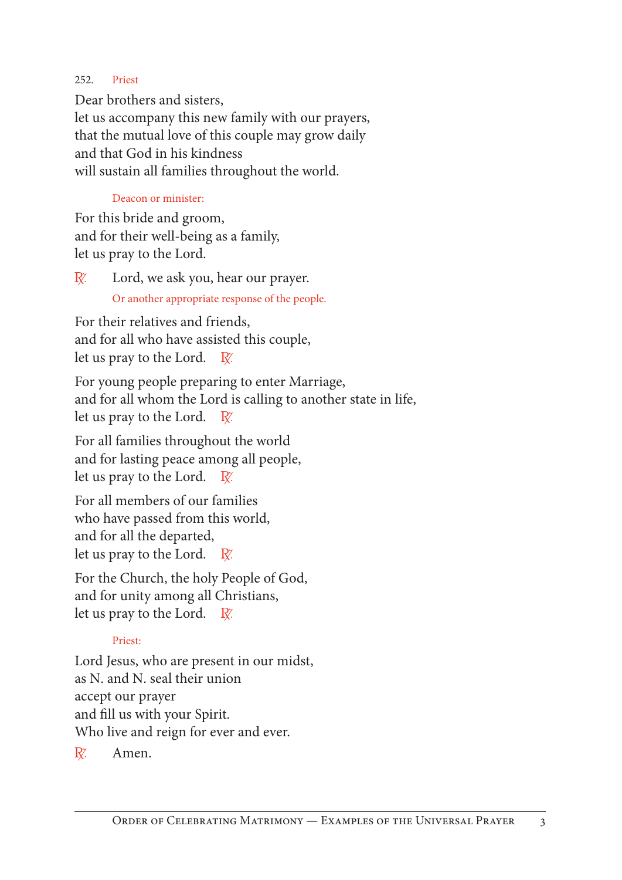252. *Priest*

Dear brothers and sisters,
let us accompany this new family with our prayers,
that the mutual love of this couple may grow daily
and that God in his kindness
will sustain all families throughout the world.

*Deacon or minister:*

For this bride and groom,
and for their well-being as a family,
let us pray to the Lord.

℟. Lord, we ask you, hear our prayer.

*Or another appropriate response of the people.*

For their relatives and friends,
and for all who have assisted this couple,
let us pray to the Lord. ℟.

For young people preparing to enter Marriage,
and for all whom the Lord is calling to another state in life,
let us pray to the Lord. ℟.

For all families throughout the world
and for lasting peace among all people,
let us pray to the Lord. ℟.

For all members of our families
who have passed from this world,
and for all the departed,
let us pray to the Lord. ℟.

For the Church, the holy People of God,
and for unity among all Christians,
let us pray to the Lord. ℟.

*Priest:*

Lord Jesus, who are present in our midst,
as N. and N. seal their union
accept our prayer
and fill us with your Spirit.
Who live and reign for ever and ever.

℟. Amen.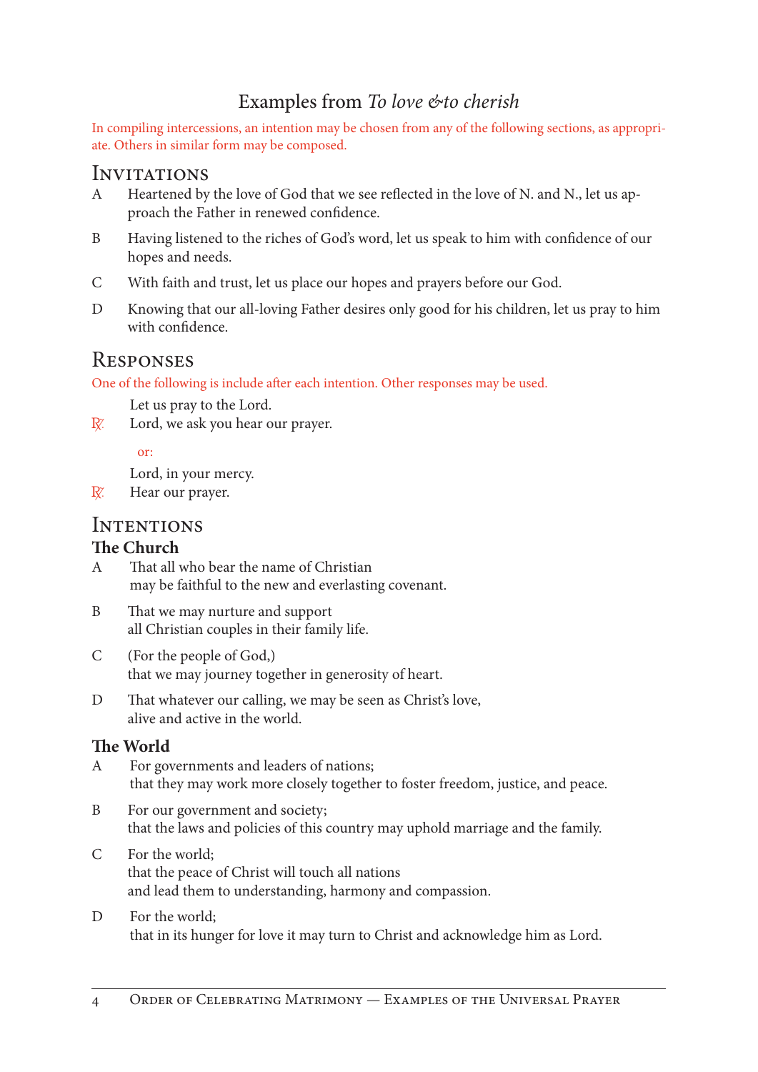## Examples from *To love &to cherish*

In compiling intercessions, an intention may be chosen from any of the following sections, as appropriate. Others in similar form may be composed.

### Invitations

A Heartened by the love of God that we see reflected in the love of N. and N., let us approach the Father in renewed confidence.

B Having listened to the riches of God's word, let us speak to him with confidence of our hopes and needs.

C With faith and trust, let us place our hopes and prayers before our God.

D Knowing that our all-loving Father desires only good for his children, let us pray to him with confidence.

### Responses

One of the following is include after each intention. Other responses may be used.

Let us pray to the Lord.
℟. Lord, we ask you hear our prayer.

or:

Lord, in your mercy.
℟. Hear our prayer.

### Intentions

#### The Church

A That all who bear the name of Christian
may be faithful to the new and everlasting covenant.

B That we may nurture and support
all Christian couples in their family life.

C (For the people of God,)
that we may journey together in generosity of heart.

D That whatever our calling, we may be seen as Christ's love,
alive and active in the world.

#### The World

A For governments and leaders of nations;
that they may work more closely together to foster freedom, justice, and peace.

B For our government and society;
that the laws and policies of this country may uphold marriage and the family.

C For the world;
that the peace of Christ will touch all nations
and lead them to understanding, harmony and compassion.

D For the world;
that in its hunger for love it may turn to Christ and acknowledge him as Lord.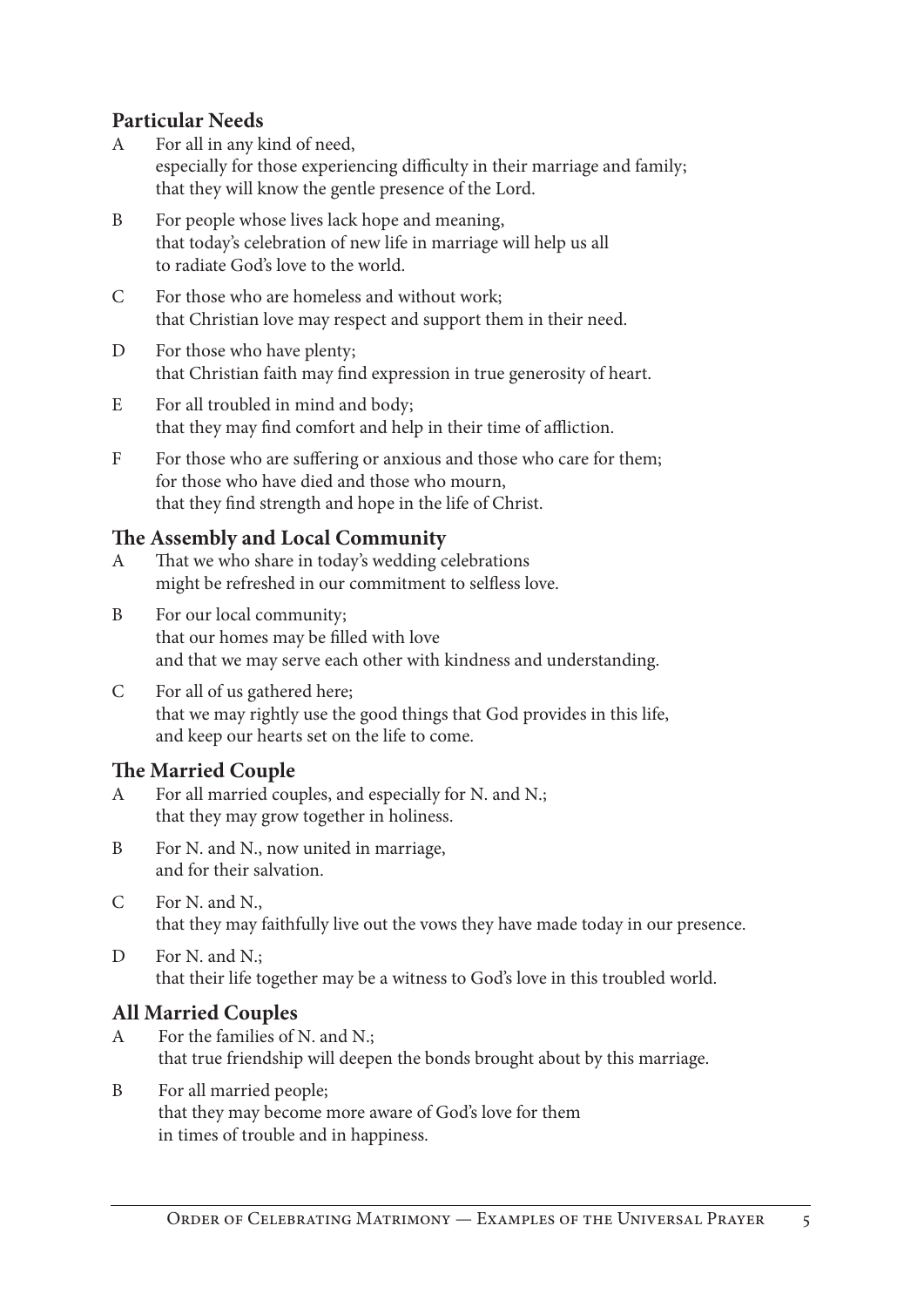## Particular Needs

A For all in any kind of need,
especially for those experiencing difficulty in their marriage and family;
that they will know the gentle presence of the Lord.

B For people whose lives lack hope and meaning,
that today's celebration of new life in marriage will help us all
to radiate God's love to the world.

C For those who are homeless and without work;
that Christian love may respect and support them in their need.

D For those who have plenty;
that Christian faith may find expression in true generosity of heart.

E For all troubled in mind and body;
that they may find comfort and help in their time of affliction.

F For those who are suffering or anxious and those who care for them;
for those who have died and those who mourn,
that they find strength and hope in the life of Christ.

## The Assembly and Local Community

A That we who share in today's wedding celebrations
might be refreshed in our commitment to selfless love.

B For our local community;
that our homes may be filled with love
and that we may serve each other with kindness and understanding.

C For all of us gathered here;
that we may rightly use the good things that God provides in this life,
and keep our hearts set on the life to come.

## The Married Couple

A For all married couples, and especially for N. and N.;
that they may grow together in holiness.

B For N. and N., now united in marriage,
and for their salvation.

C For N. and N.,
that they may faithfully live out the vows they have made today in our presence.

D For N. and N.;
that their life together may be a witness to God's love in this troubled world.

## All Married Couples

A For the families of N. and N.;
that true friendship will deepen the bonds brought about by this marriage.

B For all married people;
that they may become more aware of God's love for them
in times of trouble and in happiness.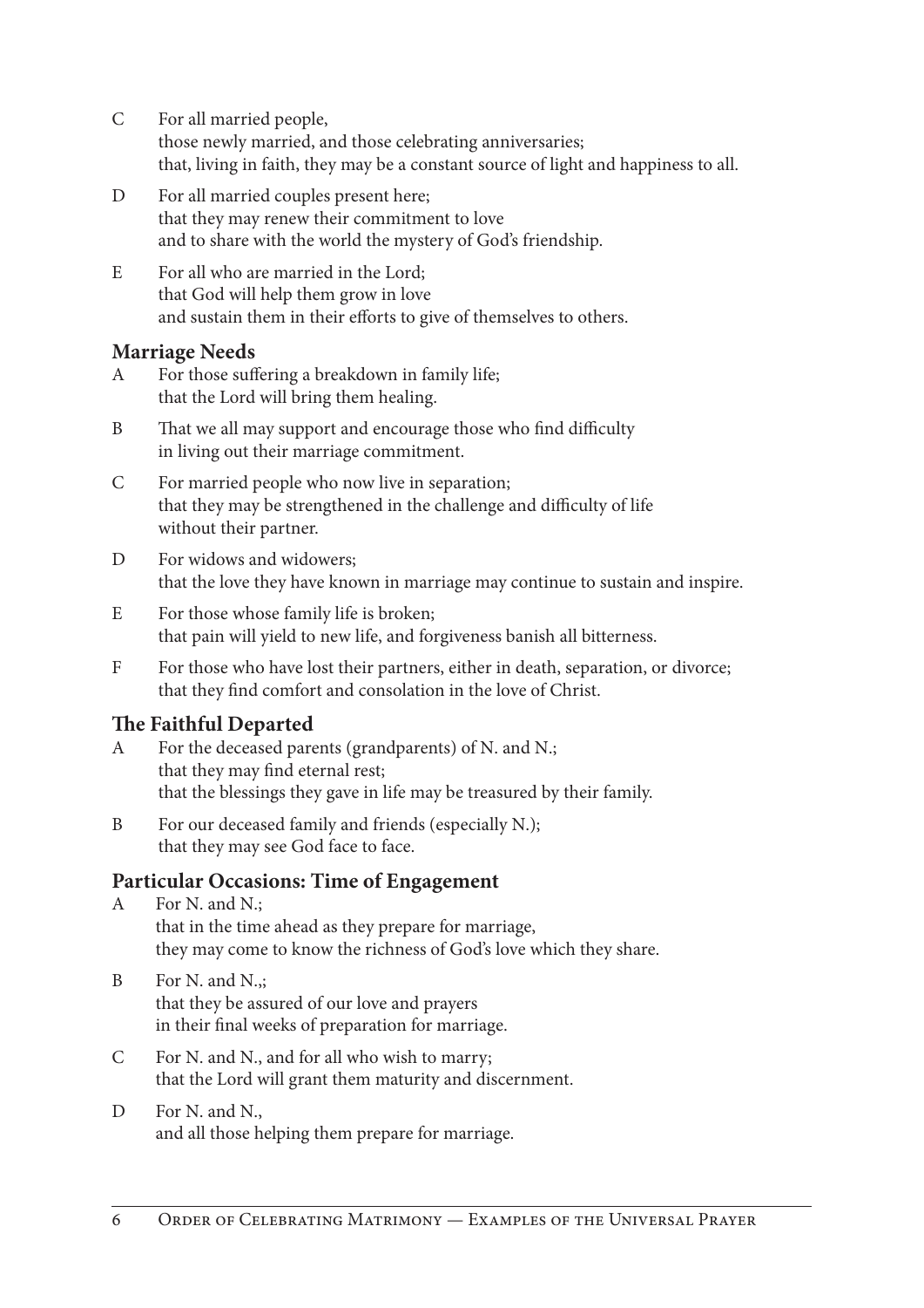C For all married people,
those newly married, and those celebrating anniversaries;
that, living in faith, they may be a constant source of light and happiness to all.

D For all married couples present here;
that they may renew their commitment to love
and to share with the world the mystery of God's friendship.

E For all who are married in the Lord;
that God will help them grow in love
and sustain them in their efforts to give of themselves to others.

### Marriage Needs

A For those suffering a breakdown in family life;
that the Lord will bring them healing.

B That we all may support and encourage those who find difficulty
in living out their marriage commitment.

C For married people who now live in separation;
that they may be strengthened in the challenge and difficulty of life
without their partner.

D For widows and widowers;
that the love they have known in marriage may continue to sustain and inspire.

E For those whose family life is broken;
that pain will yield to new life, and forgiveness banish all bitterness.

F For those who have lost their partners, either in death, separation, or divorce;
that they find comfort and consolation in the love of Christ.

### The Faithful Departed

A For the deceased parents (grandparents) of N. and N.;
that they may find eternal rest;
that the blessings they gave in life may be treasured by their family.

B For our deceased family and friends (especially N.);
that they may see God face to face.

### Particular Occasions: Time of Engagement

A For N. and N.;
that in the time ahead as they prepare for marriage,
they may come to know the richness of God's love which they share.

B For N. and N.,;
that they be assured of our love and prayers
in their final weeks of preparation for marriage.

C For N. and N., and for all who wish to marry;
that the Lord will grant them maturity and discernment.

D For N. and N.,
and all those helping them prepare for marriage.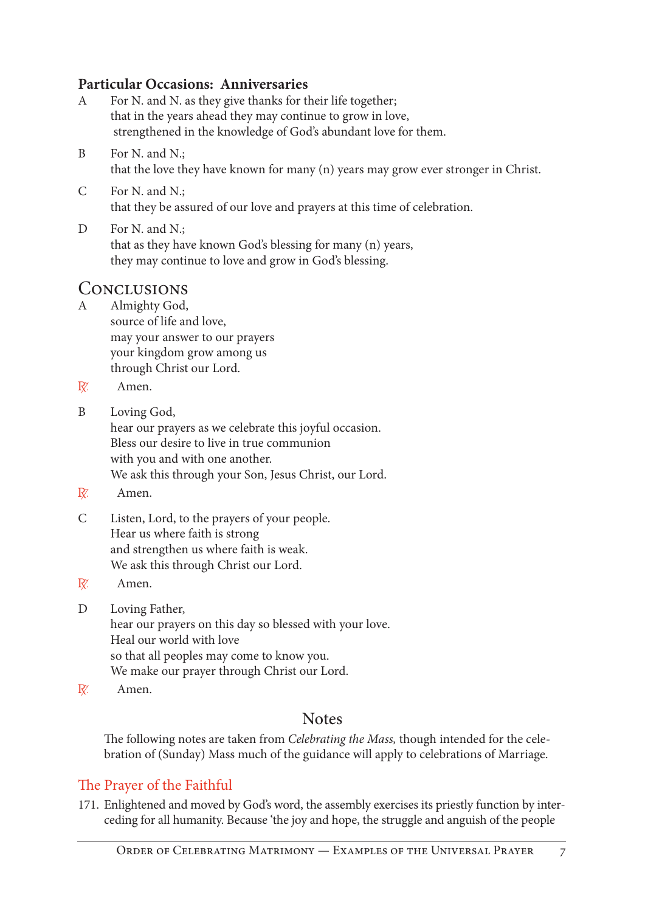### Particular Occasions: Anniversaries

A For N. and N. as they give thanks for their life together;
that in the years ahead they may continue to grow in love,
strengthened in the knowledge of God's abundant love for them.

B For N. and N.;
that the love they have known for many (n) years may grow ever stronger in Christ.

C For N. and N.;
that they be assured of our love and prayers at this time of celebration.

D For N. and N.;
that as they have known God's blessing for many (n) years,
they may continue to love and grow in God's blessing.

## Conclusions

A Almighty God,
source of life and love,
may your answer to our prayers
your kingdom grow among us
through Christ our Lord.

℟. Amen.

B Loving God,
hear our prayers as we celebrate this joyful occasion.
Bless our desire to live in true communion
with you and with one another.
We ask this through your Son, Jesus Christ, our Lord.

℟. Amen.

C Listen, Lord, to the prayers of your people.
Hear us where faith is strong
and strengthen us where faith is weak.
We ask this through Christ our Lord.

℟. Amen.

D Loving Father,
hear our prayers on this day so blessed with your love.
Heal our world with love
so that all peoples may come to know you.
We make our prayer through Christ our Lord.

℟. Amen.

## Notes

The following notes are taken from *Celebrating the Mass,* though intended for the celebration of (Sunday) Mass much of the guidance will apply to celebrations of Marriage.

### The Prayer of the Faithful

171. Enlightened and moved by God's word, the assembly exercises its priestly function by interceding for all humanity. Because 'the joy and hope, the struggle and anguish of the people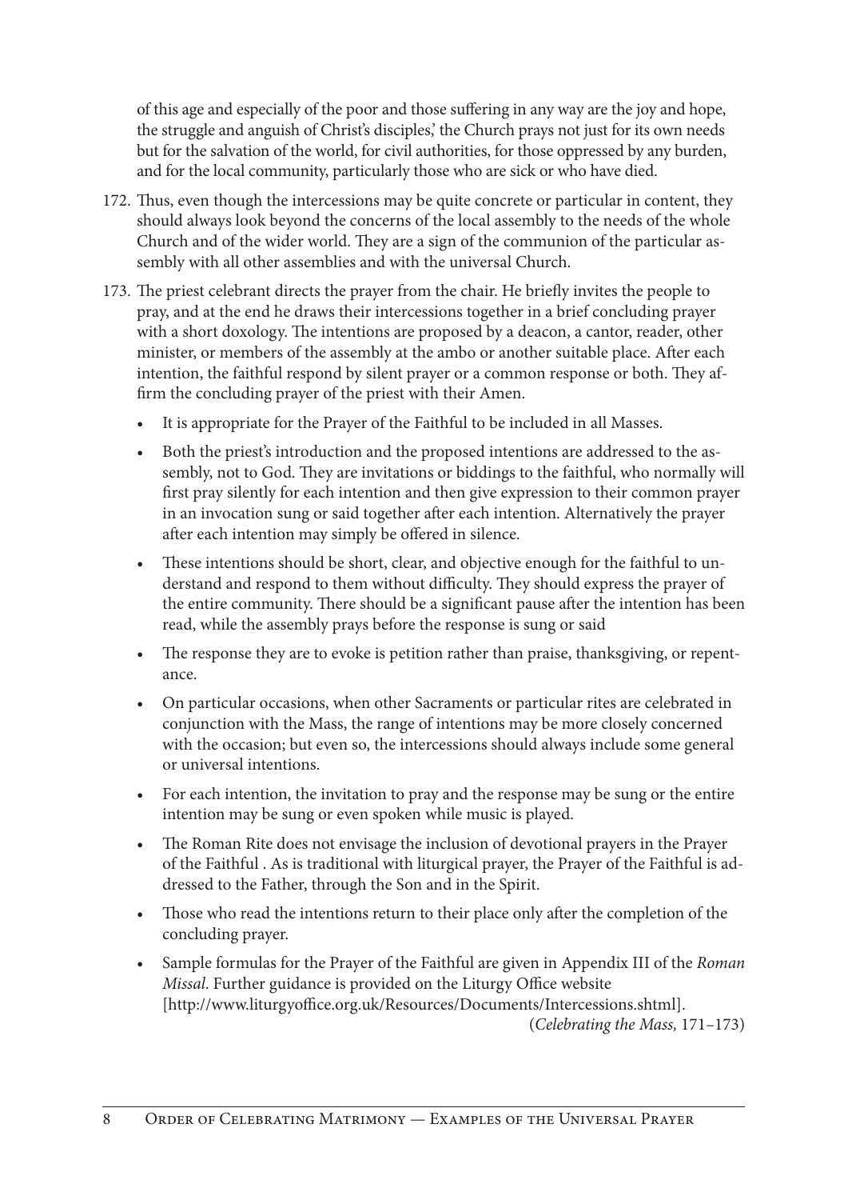of this age and especially of the poor and those suffering in any way are the joy and hope, the struggle and anguish of Christ's disciples,' the Church prays not just for its own needs but for the salvation of the world, for civil authorities, for those oppressed by any burden, and for the local community, particularly those who are sick or who have died.

172. Thus, even though the intercessions may be quite concrete or particular in content, they should always look beyond the concerns of the local assembly to the needs of the whole Church and of the wider world. They are a sign of the communion of the particular assembly with all other assemblies and with the universal Church.

173. The priest celebrant directs the prayer from the chair. He briefly invites the people to pray, and at the end he draws their intercessions together in a brief concluding prayer with a short doxology. The intentions are proposed by a deacon, a cantor, reader, other minister, or members of the assembly at the ambo or another suitable place. After each intention, the faithful respond by silent prayer or a common response or both. They affirm the concluding prayer of the priest with their Amen.

- It is appropriate for the Prayer of the Faithful to be included in all Masses.
- Both the priest's introduction and the proposed intentions are addressed to the assembly, not to God. They are invitations or biddings to the faithful, who normally will first pray silently for each intention and then give expression to their common prayer in an invocation sung or said together after each intention. Alternatively the prayer after each intention may simply be offered in silence.
- These intentions should be short, clear, and objective enough for the faithful to understand and respond to them without difficulty. They should express the prayer of the entire community. There should be a significant pause after the intention has been read, while the assembly prays before the response is sung or said
- The response they are to evoke is petition rather than praise, thanksgiving, or repentance.
- On particular occasions, when other Sacraments or particular rites are celebrated in conjunction with the Mass, the range of intentions may be more closely concerned with the occasion; but even so, the intercessions should always include some general or universal intentions.
- For each intention, the invitation to pray and the response may be sung or the entire intention may be sung or even spoken while music is played.
- The Roman Rite does not envisage the inclusion of devotional prayers in the Prayer of the Faithful . As is traditional with liturgical prayer, the Prayer of the Faithful is addressed to the Father, through the Son and in the Spirit.
- Those who read the intentions return to their place only after the completion of the concluding prayer.
- Sample formulas for the Prayer of the Faithful are given in Appendix III of the *Roman Missal*. Further guidance is provided on the Liturgy Office website [http://www.liturgyoffice.org.uk/Resources/Documents/Intercessions.shtml].

(*Celebrating the Mass,* 171–173)